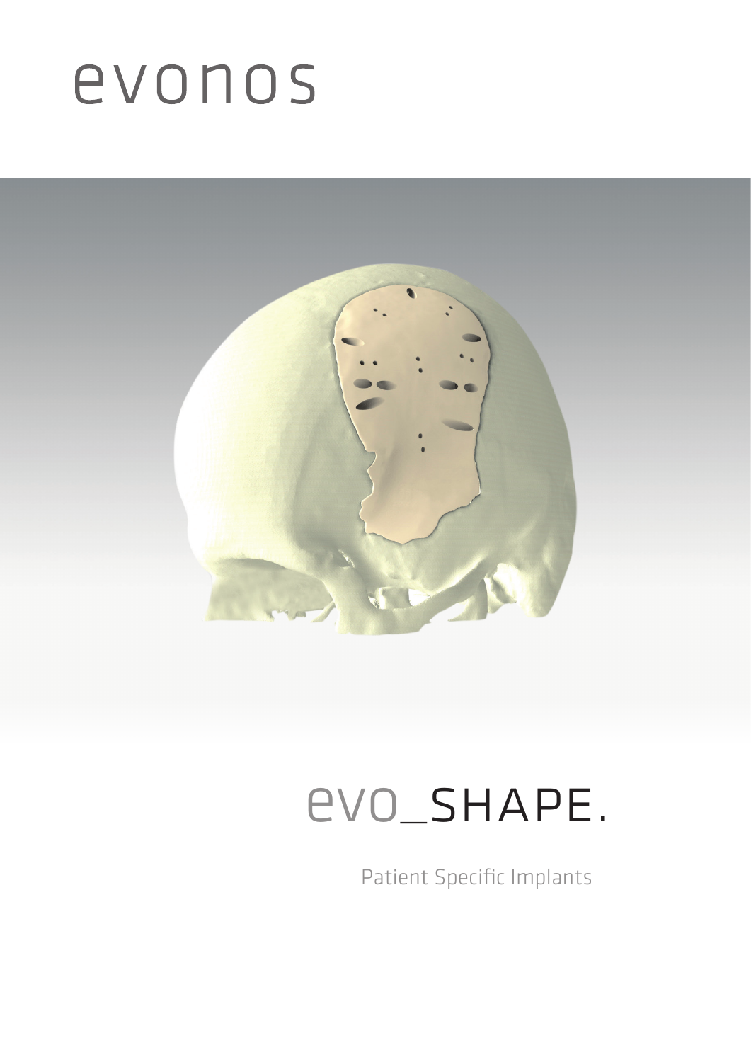# evonos

## evo_SHAPE.

Patient Specific Implants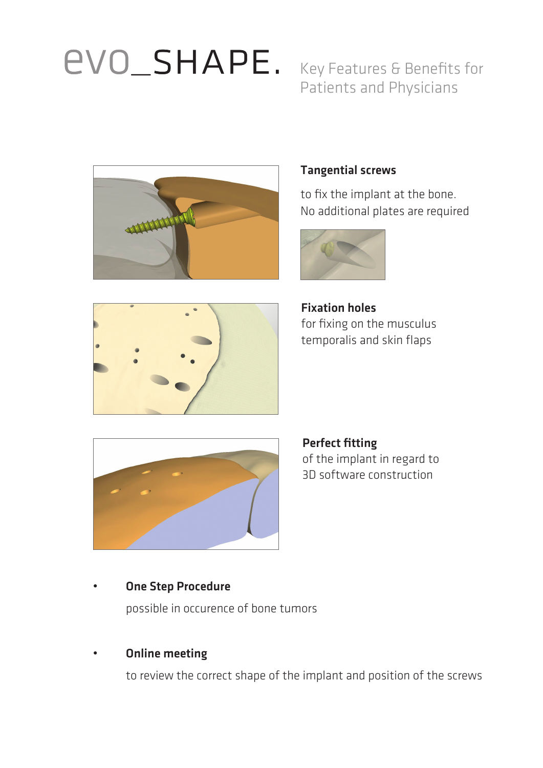# evo_SHAPE. Key Features & Benefits for Patients and Physicians

**Tangential screws**

to fix the implant at the bone.
No additional plates are required

**Fixation holes**
for fixing on the musculus temporalis and skin flaps

**Perfect fitting**
of the implant in regard to 3D software construction

- **One Step Procedure**

  possible in occurence of bone tumors

- **Online meeting**

  to review the correct shape of the implant and position of the screws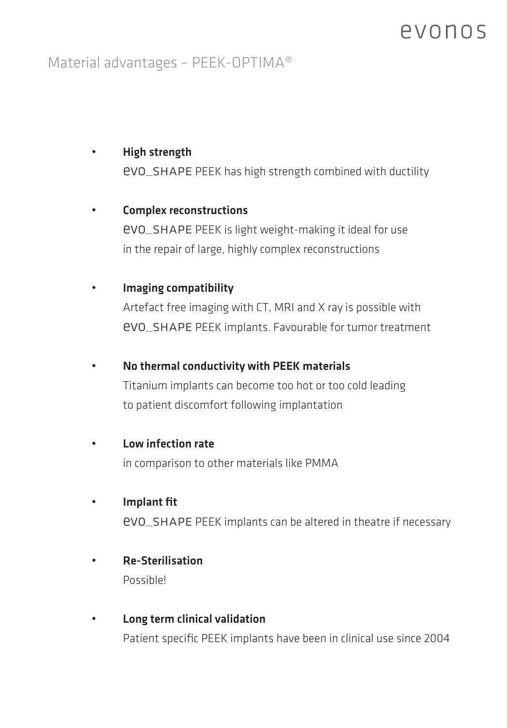# Material advantages – PEEK-OPTIMA®

- **High strength**
  evo_SHAPE PEEK has high strength combined with ductility

- **Complex reconstructions**
  evo_SHAPE PEEK is light weight-making it ideal for use in the repair of large, highly complex reconstructions

- **Imaging compatibility**
  Artefact free imaging with CT, MRI and X ray is possible with evo_SHAPE PEEK implants. Favourable for tumor treatment

- **No thermal conductivity with PEEK materials**
  Titanium implants can become too hot or too cold leading to patient discomfort following implantation

- **Low infection rate**
  in comparison to other materials like PMMA

- **Implant fit**
  evo_SHAPE PEEK implants can be altered in theatre if necessary

- **Re-Sterilisation**
  Possible!

- **Long term clinical validation**
  Patient specific PEEK implants have been in clinical use since 2004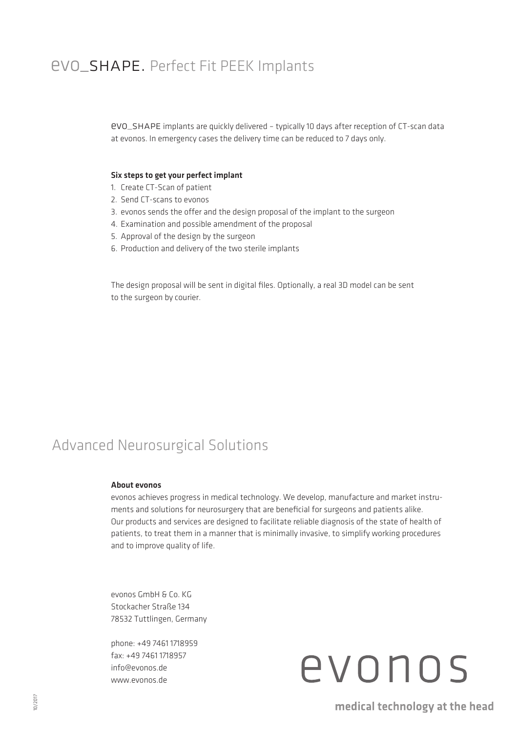# evo_SHAPE. Perfect Fit PEEK Implants

evo_SHAPE implants are quickly delivered – typically 10 days after reception of CT-scan data at evonos. In emergency cases the delivery time can be reduced to 7 days only.

**Six steps to get your perfect implant**

1. Create CT-Scan of patient
2. Send CT-scans to evonos
3. evonos sends the offer and the design proposal of the implant to the surgeon
4. Examination and possible amendment of the proposal
5. Approval of the design by the surgeon
6. Production and delivery of the two sterile implants

The design proposal will be sent in digital files. Optionally, a real 3D model can be sent to the surgeon by courier.

# Advanced Neurosurgical Solutions

**About evonos**

evonos achieves progress in medical technology. We develop, manufacture and market instruments and solutions for neurosurgery that are beneficial for surgeons and patients alike. Our products and services are designed to facilitate reliable diagnosis of the state of health of patients, to treat them in a manner that is minimally invasive, to simplify working procedures and to improve quality of life.

evonos GmbH & Co. KG
Stockacher Straße 134
78532 Tuttlingen, Germany

phone: +49 7461 1718959
fax: +49 7461 1718957
info@evonos.de
www.evonos.de

evonos

medical technology at the head

10/2017